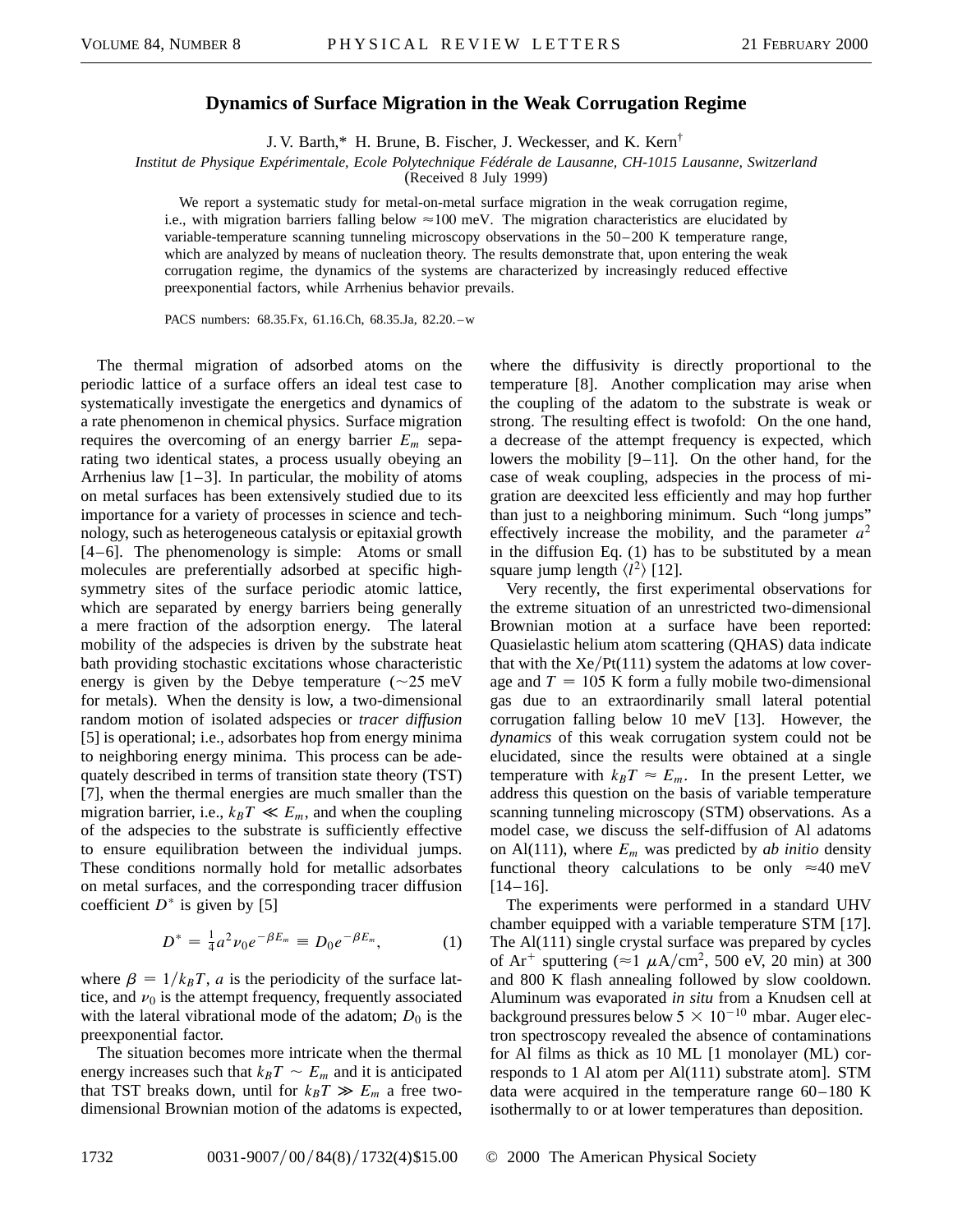# Dynamics of Surface Migration in the Weak Corrugation Regime

J. V. Barth,* H. Brune, B. Fischer, J. Weckesser, and K. Kern[†]

*Institut de Physique Expérimentale, Ecole Polytechnique Fédérale de Lausanne, CH-1015 Lausanne, Switzerland*

(Received 8 July 1999)

We report a systematic study for metal-on-metal surface migration in the weak corrugation regime, i.e., with migration barriers falling below ≈100 meV. The migration characteristics are elucidated by variable-temperature scanning tunneling microscopy observations in the 50–200 K temperature range, which are analyzed by means of nucleation theory. The results demonstrate that, upon entering the weak corrugation regime, the dynamics of the systems are characterized by increasingly reduced effective preexponential factors, while Arrhenius behavior prevails.

PACS numbers: 68.35.Fx, 61.16.Ch, 68.35.Ja, 82.20.–w

The thermal migration of adsorbed atoms on the periodic lattice of a surface offers an ideal test case to systematically investigate the energetics and dynamics of a rate phenomenon in chemical physics. Surface migration requires the overcoming of an energy barrier $E_m$ separating two identical states, a process usually obeying an Arrhenius law [1–3]. In particular, the mobility of atoms on metal surfaces has been extensively studied due to its importance for a variety of processes in science and technology, such as heterogeneous catalysis or epitaxial growth [4–6]. The phenomenology is simple: Atoms or small molecules are preferentially adsorbed at specific high-symmetry sites of the surface periodic atomic lattice, which are separated by energy barriers being generally a mere fraction of the adsorption energy. The lateral mobility of the adspecies is driven by the substrate heat bath providing stochastic excitations whose characteristic energy is given by the Debye temperature (~25 meV for metals). When the density is low, a two-dimensional random motion of isolated adspecies or *tracer diffusion* [5] is operational; i.e., adsorbates hop from energy minima to neighboring energy minima. This process can be adequately described in terms of transition state theory (TST) [7], when the thermal energies are much smaller than the migration barrier, i.e., $k_B T \ll E_m$, and when the coupling of the adspecies to the substrate is sufficiently effective to ensure equilibration between the individual jumps. These conditions normally hold for metallic adsorbates on metal surfaces, and the corresponding tracer diffusion coefficient $D^*$ is given by [5]

$$D^* = \tfrac{1}{4} a^2 \nu_0 e^{-\beta E_m} \equiv D_0 e^{-\beta E_m}, \qquad (1)$$

where $\beta = 1/k_B T$, $a$ is the periodicity of the surface lattice, and $\nu_0$ is the attempt frequency, frequently associated with the lateral vibrational mode of the adatom; $D_0$ is the preexponential factor.

The situation becomes more intricate when the thermal energy increases such that $k_B T \sim E_m$ and it is anticipated that TST breaks down, until for $k_B T \gg E_m$ a free two-dimensional Brownian motion of the adatoms is expected, where the diffusivity is directly proportional to the temperature [8]. Another complication may arise when the coupling of the adatom to the substrate is weak or strong. The resulting effect is twofold: On the one hand, a decrease of the attempt frequency is expected, which lowers the mobility [9–11]. On the other hand, for the case of weak coupling, adspecies in the process of migration are deexcited less efficiently and may hop further than just to a neighboring minimum. Such "long jumps" effectively increase the mobility, and the parameter $a^2$ in the diffusion Eq. (1) has to be substituted by a mean square jump length $\langle l^2 \rangle$ [12].

Very recently, the first experimental observations for the extreme situation of an unrestricted two-dimensional Brownian motion at a surface have been reported: Quasielastic helium atom scattering (QHAS) data indicate that with the Xe/Pt(111) system the adatoms at low coverage and $T = 105$ K form a fully mobile two-dimensional gas due to an extraordinarily small lateral potential corrugation falling below 10 meV [13]. However, the *dynamics* of this weak corrugation system could not be elucidated, since the results were obtained at a single temperature with $k_B T \approx E_m$. In the present Letter, we address this question on the basis of variable temperature scanning tunneling microscopy (STM) observations. As a model case, we discuss the self-diffusion of Al adatoms on Al(111), where $E_m$ was predicted by *ab initio* density functional theory calculations to be only ≈40 meV [14–16].

The experiments were performed in a standard UHV chamber equipped with a variable temperature STM [17]. The Al(111) single crystal surface was prepared by cycles of $\text{Ar}^+$ sputtering (≈1 $\mu\text{A/cm}^2$, 500 eV, 20 min) at 300 and 800 K flash annealing followed by slow cooldown. Aluminum was evaporated *in situ* from a Knudsen cell at background pressures below $5 \times 10^{-10}$ mbar. Auger electron spectroscopy revealed the absence of contaminations for Al films as thick as 10 ML [1 monolayer (ML) corresponds to 1 Al atom per Al(111) substrate atom]. STM data were acquired in the temperature range 60–180 K isothermally to or at lower temperatures than deposition.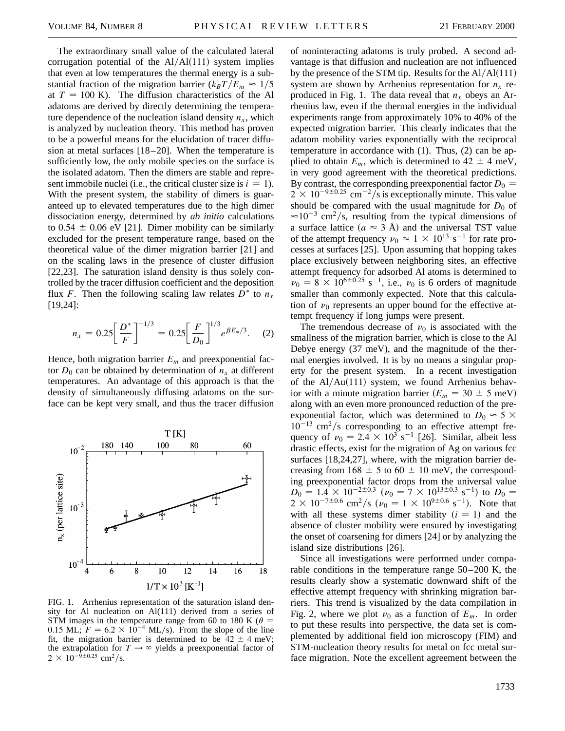The extraordinary small value of the calculated lateral corrugation potential of the Al/Al(111) system implies that even at low temperatures the thermal energy is a substantial fraction of the migration barrier ($k_BT/E_m \approx 1/5$ at $T = 100$ K). The diffusion characteristics of the Al adatoms are derived by directly determining the temperature dependence of the nucleation island density $n_x$, which is analyzed by nucleation theory. This method has proven to be a powerful means for the elucidation of tracer diffusion at metal surfaces [18–20]. When the temperature is sufficiently low, the only mobile species on the surface is the isolated adatom. Then the dimers are stable and represent immobile nuclei (i.e., the critical cluster size is $i = 1$). With the present system, the stability of dimers is guaranteed up to elevated temperatures due to the high dimer dissociation energy, determined by *ab initio* calculations to $0.54 \pm 0.06$ eV [21]. Dimer mobility can be similarly excluded for the present temperature range, based on the theoretical value of the dimer migration barrier [21] and on the scaling laws in the presence of cluster diffusion [22,23]. The saturation island density is thus solely controlled by the tracer diffusion coefficient and the deposition flux $F$. Then the following scaling law relates $D^*$ to $n_x$ [19,24]:

$$n_x = 0.25\left[\frac{D^*}{F}\right]^{-1/3} = 0.25\left[\frac{F}{D_0}\right]^{1/3} e^{\beta E_m/3}. \quad (2)$$

Hence, both migration barrier $E_m$ and preexponential factor $D_0$ can be obtained by determination of $n_x$ at different temperatures. An advantage of this approach is that the density of simultaneously diffusing adatoms on the surface can be kept very small, and thus the tracer diffusion of noninteracting adatoms is truly probed. A second advantage is that diffusion and nucleation are not influenced by the presence of the STM tip. Results for the Al/Al(111) system are shown by Arrhenius representation for $n_x$ reproduced in Fig. 1. The data reveal that $n_x$ obeys an Arrhenius law, even if the thermal energies in the individual experiments range from approximately 10% to 40% of the expected migration barrier. This clearly indicates that the adatom mobility varies exponentially with the reciprocal temperature in accordance with (1). Thus, (2) can be applied to obtain $E_m$, which is determined to $42 \pm 4$ meV, in very good agreement with the theoretical predictions. By contrast, the corresponding preexponential factor $D_0 = 2 \times 10^{-9\pm0.25}$ cm$^{-2}$/s is exceptionally minute. This value should be compared with the usual magnitude for $D_0$ of $\approx 10^{-3}$ cm$^2$/s, resulting from the typical dimensions of a surface lattice ($a \approx 3$ Å) and the universal TST value of the attempt frequency $\nu_0 \approx 1 \times 10^{13}$ s$^{-1}$ for rate processes at surfaces [25]. Upon assuming that hopping takes place exclusively between neighboring sites, an effective attempt frequency for adsorbed Al atoms is determined to $\nu_0 = 8 \times 10^{6\pm0.25}$ s$^{-1}$, i.e., $\nu_0$ is 6 orders of magnitude smaller than commonly expected. Note that this calculation of $\nu_0$ represents an upper bound for the effective attempt frequency if long jumps were present.

FIG. 1. Arrhenius representation of the saturation island density for Al nucleation on Al(111) derived from a series of STM images in the temperature range from 60 to 180 K ($\theta = 0.15$ ML; $F = 6.2 \times 10^{-4}$ ML/s). From the slope of the line fit, the migration barrier is determined to be $42 \pm 4$ meV; the extrapolation for $T \to \infty$ yields a preexponential factor of $2 \times 10^{-9\pm0.25}$ cm$^2$/s.

The tremendous decrease of $\nu_0$ is associated with the smallness of the migration barrier, which is close to the Al Debye energy (37 meV), and the magnitude of the thermal energies involved. It is by no means a singular property for the present system. In a recent investigation of the Al/Au(111) system, we found Arrhenius behavior with a minute migration barrier ($E_m = 30 \pm 5$ meV) along with an even more pronounced reduction of the preexponential factor, which was determined to $D_0 \approx 5 \times 10^{-13}$ cm$^2$/s corresponding to an effective attempt frequency of $\nu_0 = 2.4 \times 10^3$ s$^{-1}$ [26]. Similar, albeit less drastic effects, exist for the migration of Ag on various fcc surfaces [18,24,27], where, with the migration barrier decreasing from $168 \pm 5$ to $60 \pm 10$ meV, the corresponding preexponential factor drops from the universal value $D_0 = 1.4 \times 10^{-2\pm0.3}$ ($\nu_0 = 7 \times 10^{13\pm0.3}$ s$^{-1}$) to $D_0 = 2 \times 10^{-7\pm0.6}$ cm$^2$/s ($\nu_0 = 1 \times 10^{9\pm0.6}$ s$^{-1}$). Note that with all these systems dimer stability ($i = 1$) and the absence of cluster mobility were ensured by investigating the onset of coarsening for dimers [24] or by analyzing the island size distributions [26].

Since all investigations were performed under comparable conditions in the temperature range 50–200 K, the results clearly show a systematic downward shift of the effective attempt frequency with shrinking migration barriers. This trend is visualized by the data compilation in Fig. 2, where we plot $\nu_0$ as a function of $E_m$. In order to put these results into perspective, the data set is complemented by additional field ion microscopy (FIM) and STM-nucleation theory results for metal on fcc metal surface migration. Note the excellent agreement between the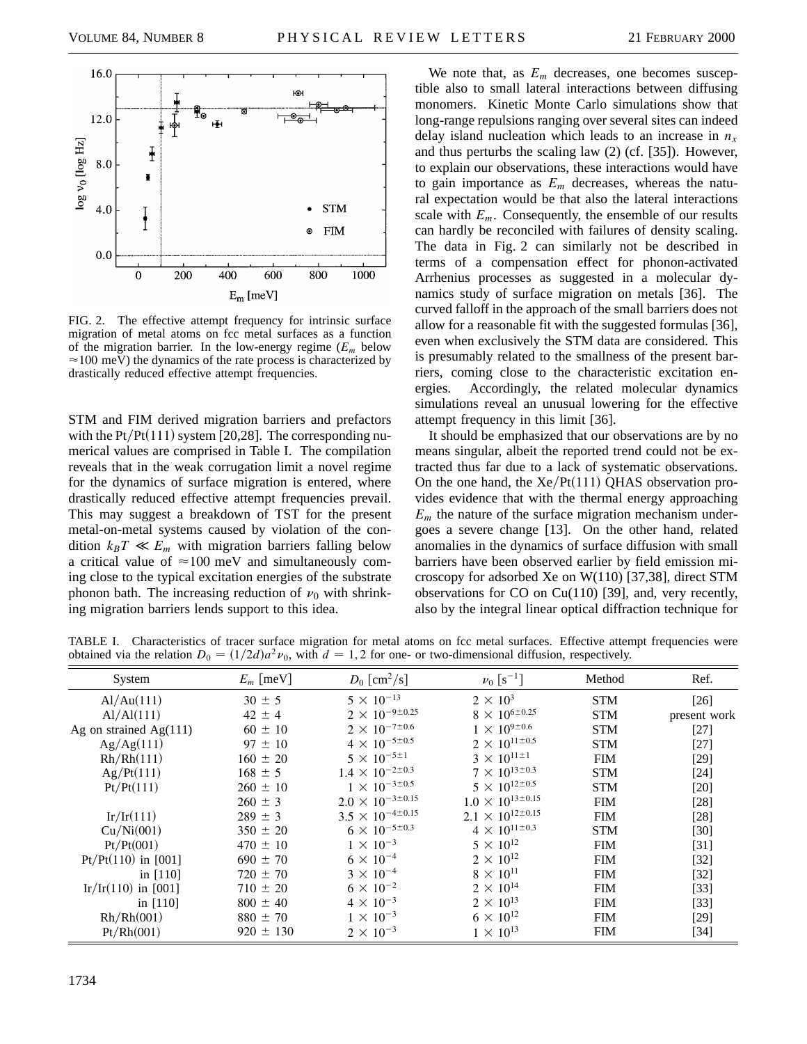FIG. 2. The effective attempt frequency for intrinsic surface migration of metal atoms on fcc metal surfaces as a function of the migration barrier. In the low-energy regime ($E_m$ below $\approx$100 meV) the dynamics of the rate process is characterized by drastically reduced effective attempt frequencies.

STM and FIM derived migration barriers and prefactors with the Pt/Pt(111) system [20,28]. The corresponding numerical values are comprised in Table I. The compilation reveals that in the weak corrugation limit a novel regime for the dynamics of surface migration is entered, where drastically reduced effective attempt frequencies prevail. This may suggest a breakdown of TST for the present metal-on-metal systems caused by violation of the condition $k_B T \ll E_m$ with migration barriers falling below a critical value of $\approx$100 meV and simultaneously coming close to the typical excitation energies of the substrate phonon bath. The increasing reduction of $\nu_0$ with shrinking migration barriers lends support to this idea.

We note that, as $E_m$ decreases, one becomes susceptible also to small lateral interactions between diffusing monomers. Kinetic Monte Carlo simulations show that long-range repulsions ranging over several sites can indeed delay island nucleation which leads to an increase in $n_x$ and thus perturbs the scaling law (2) (cf. [35]). However, to explain our observations, these interactions would have to gain importance as $E_m$ decreases, whereas the natural expectation would be that also the lateral interactions scale with $E_m$. Consequently, the ensemble of our results can hardly be reconciled with failures of density scaling. The data in Fig. 2 can similarly not be described in terms of a compensation effect for phonon-activated Arrhenius processes as suggested in a molecular dynamics study of surface migration on metals [36]. The curved falloff in the approach of the small barriers does not allow for a reasonable fit with the suggested formulas [36], even when exclusively the STM data are considered. This is presumably related to the smallness of the present barriers, coming close to the characteristic excitation energies. Accordingly, the related molecular dynamics simulations reveal an unusual lowering for the effective attempt frequency in this limit [36].

It should be emphasized that our observations are by no means singular, albeit the reported trend could not be extracted thus far due to a lack of systematic observations. On the one hand, the Xe/Pt(111) QHAS observation provides evidence that with the thermal energy approaching $E_m$ the nature of the surface migration mechanism undergoes a severe change [13]. On the other hand, related anomalies in the dynamics of surface diffusion with small barriers have been observed earlier by field emission microscopy for adsorbed Xe on W(110) [37,38], direct STM observations for CO on Cu(110) [39], and, very recently, also by the integral linear optical diffraction technique for

TABLE I. Characteristics of tracer surface migration for metal atoms on fcc metal surfaces. Effective attempt frequencies were obtained via the relation $D_0 = (1/2d)a^2\nu_0$, with $d = 1, 2$ for one- or two-dimensional diffusion, respectively.

| System | $E_m$ [meV] | $D_0$ [cm$^2$/s] | $\nu_0$ [s$^{-1}$] | Method | Ref. |
|---|---|---|---|---|---|
| Al/Au(111) | $30 \pm 5$ | $5 \times 10^{-13}$ | $2 \times 10^{3}$ | STM | [26] |
| Al/Al(111) | $42 \pm 4$ | $2 \times 10^{-9\pm0.25}$ | $8 \times 10^{6\pm0.25}$ | STM | present work |
| Ag on strained Ag(111) | $60 \pm 10$ | $2 \times 10^{-7\pm0.6}$ | $1 \times 10^{9\pm0.6}$ | STM | [27] |
| Ag/Ag(111) | $97 \pm 10$ | $4 \times 10^{-5\pm0.5}$ | $2 \times 10^{11\pm0.5}$ | STM | [27] |
| Rh/Rh(111) | $160 \pm 20$ | $5 \times 10^{-5\pm1}$ | $3 \times 10^{11\pm1}$ | FIM | [29] |
| Ag/Pt(111) | $168 \pm 5$ | $1.4 \times 10^{-2\pm0.3}$ | $7 \times 10^{13\pm0.3}$ | STM | [24] |
| Pt/Pt(111) | $260 \pm 10$ | $1 \times 10^{-3\pm0.5}$ | $5 \times 10^{12\pm0.5}$ | STM | [20] |
| | $260 \pm 3$ | $2.0 \times 10^{-3\pm0.15}$ | $1.0 \times 10^{13\pm0.15}$ | FIM | [28] |
| Ir/Ir(111) | $289 \pm 3$ | $3.5 \times 10^{-4\pm0.15}$ | $2.1 \times 10^{12\pm0.15}$ | FIM | [28] |
| Cu/Ni(001) | $350 \pm 20$ | $6 \times 10^{-5\pm0.3}$ | $4 \times 10^{11\pm0.3}$ | STM | [30] |
| Pt/Pt(001) | $470 \pm 10$ | $1 \times 10^{-3}$ | $5 \times 10^{12}$ | FIM | [31] |
| Pt/Pt(110) in [001] | $690 \pm 70$ | $6 \times 10^{-4}$ | $2 \times 10^{12}$ | FIM | [32] |
| in [110] | $720 \pm 70$ | $3 \times 10^{-4}$ | $8 \times 10^{11}$ | FIM | [32] |
| Ir/Ir(110) in [001] | $710 \pm 20$ | $6 \times 10^{-2}$ | $2 \times 10^{14}$ | FIM | [33] |
| in [110] | $800 \pm 40$ | $4 \times 10^{-3}$ | $2 \times 10^{13}$ | FIM | [33] |
| Rh/Rh(001) | $880 \pm 70$ | $1 \times 10^{-3}$ | $6 \times 10^{12}$ | FIM | [29] |
| Pt/Rh(001) | $920 \pm 130$ | $2 \times 10^{-3}$ | $1 \times 10^{13}$ | FIM | [34] |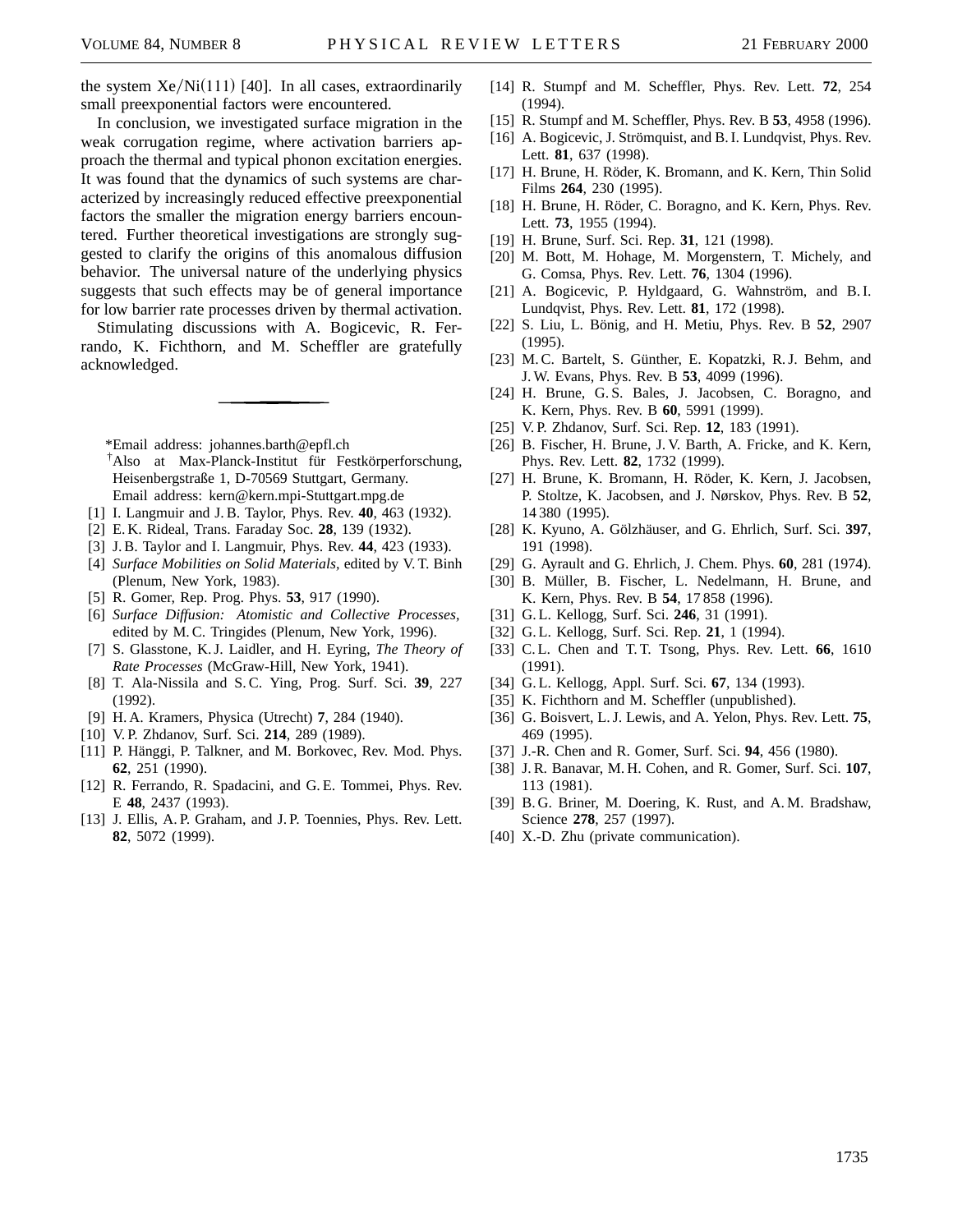the system Xe/Ni(111) [40]. In all cases, extraordinarily small preexponential factors were encountered.

In conclusion, we investigated surface migration in the weak corrugation regime, where activation barriers approach the thermal and typical phonon excitation energies. It was found that the dynamics of such systems are characterized by increasingly reduced effective preexponential factors the smaller the migration energy barriers encountered. Further theoretical investigations are strongly suggested to clarify the origins of this anomalous diffusion behavior. The universal nature of the underlying physics suggests that such effects may be of general importance for low barrier rate processes driven by thermal activation.

Stimulating discussions with A. Bogicevic, R. Ferrando, K. Fichthorn, and M. Scheffler are gratefully acknowledged.

---

*Email address: johannes.barth@epfl.ch

†Also at Max-Planck-Institut für Festkörperforschung, Heisenbergstraße 1, D-70569 Stuttgart, Germany. Email address: kern@kern.mpi-Stuttgart.mpg.de

[1] I. Langmuir and J. B. Taylor, Phys. Rev. **40**, 463 (1932).
[2] E. K. Rideal, Trans. Faraday Soc. **28**, 139 (1932).
[3] J. B. Taylor and I. Langmuir, Phys. Rev. **44**, 423 (1933).
[4] *Surface Mobilities on Solid Materials*, edited by V. T. Binh (Plenum, New York, 1983).
[5] R. Gomer, Rep. Prog. Phys. **53**, 917 (1990).
[6] *Surface Diffusion: Atomistic and Collective Processes*, edited by M. C. Tringides (Plenum, New York, 1996).
[7] S. Glasstone, K. J. Laidler, and H. Eyring, *The Theory of Rate Processes* (McGraw-Hill, New York, 1941).
[8] T. Ala-Nissila and S. C. Ying, Prog. Surf. Sci. **39**, 227 (1992).
[9] H. A. Kramers, Physica (Utrecht) **7**, 284 (1940).
[10] V. P. Zhdanov, Surf. Sci. **214**, 289 (1989).
[11] P. Hänggi, P. Talkner, and M. Borkovec, Rev. Mod. Phys. **62**, 251 (1990).
[12] R. Ferrando, R. Spadacini, and G. E. Tommei, Phys. Rev. E **48**, 2437 (1993).
[13] J. Ellis, A. P. Graham, and J. P. Toennies, Phys. Rev. Lett. **82**, 5072 (1999).
[14] R. Stumpf and M. Scheffler, Phys. Rev. Lett. **72**, 254 (1994).
[15] R. Stumpf and M. Scheffler, Phys. Rev. B **53**, 4958 (1996).
[16] A. Bogicevic, J. Strömquist, and B. I. Lundqvist, Phys. Rev. Lett. **81**, 637 (1998).
[17] H. Brune, H. Röder, K. Bromann, and K. Kern, Thin Solid Films **264**, 230 (1995).
[18] H. Brune, H. Röder, C. Boragno, and K. Kern, Phys. Rev. Lett. **73**, 1955 (1994).
[19] H. Brune, Surf. Sci. Rep. **31**, 121 (1998).
[20] M. Bott, M. Hohage, M. Morgenstern, T. Michely, and G. Comsa, Phys. Rev. Lett. **76**, 1304 (1996).
[21] A. Bogicevic, P. Hyldgaard, G. Wahnström, and B. I. Lundqvist, Phys. Rev. Lett. **81**, 172 (1998).
[22] S. Liu, L. Bönig, and H. Metiu, Phys. Rev. B **52**, 2907 (1995).
[23] M. C. Bartelt, S. Günther, E. Kopatzki, R. J. Behm, and J. W. Evans, Phys. Rev. B **53**, 4099 (1996).
[24] H. Brune, G. S. Bales, J. Jacobsen, C. Boragno, and K. Kern, Phys. Rev. B **60**, 5991 (1999).
[25] V. P. Zhdanov, Surf. Sci. Rep. **12**, 183 (1991).
[26] B. Fischer, H. Brune, J. V. Barth, A. Fricke, and K. Kern, Phys. Rev. Lett. **82**, 1732 (1999).
[27] H. Brune, K. Bromann, H. Röder, K. Kern, J. Jacobsen, P. Stoltze, K. Jacobsen, and J. Nørskov, Phys. Rev. B **52**, 14 380 (1995).
[28] K. Kyuno, A. Gölzhäuser, and G. Ehrlich, Surf. Sci. **397**, 191 (1998).
[29] G. Ayrault and G. Ehrlich, J. Chem. Phys. **60**, 281 (1974).
[30] B. Müller, B. Fischer, L. Nedelmann, H. Brune, and K. Kern, Phys. Rev. B **54**, 17 858 (1996).
[31] G. L. Kellogg, Surf. Sci. **246**, 31 (1991).
[32] G. L. Kellogg, Surf. Sci. Rep. **21**, 1 (1994).
[33] C. L. Chen and T. T. Tsong, Phys. Rev. Lett. **66**, 1610 (1991).
[34] G. L. Kellogg, Appl. Surf. Sci. **67**, 134 (1993).
[35] K. Fichthorn and M. Scheffler (unpublished).
[36] G. Boisvert, L. J. Lewis, and A. Yelon, Phys. Rev. Lett. **75**, 469 (1995).
[37] J.-R. Chen and R. Gomer, Surf. Sci. **94**, 456 (1980).
[38] J. R. Banavar, M. H. Cohen, and R. Gomer, Surf. Sci. **107**, 113 (1981).
[39] B. G. Briner, M. Doering, K. Rust, and A. M. Bradshaw, Science **278**, 257 (1997).
[40] X.-D. Zhu (private communication).